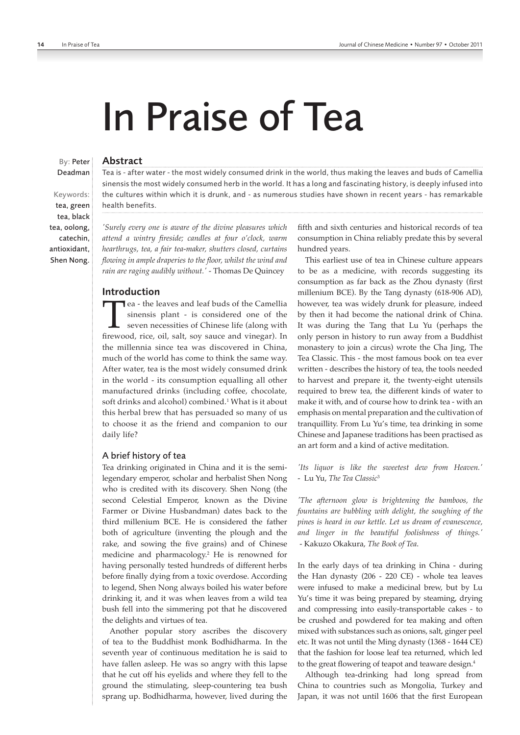# In Praise of Tea

By: Peter Deadman

Keywords: tea, green tea, black tea, oolong, catechin, antioxidant, Shen Nong.

## Abstract

Tea is - after water - the most widely consumed drink in the world, thus making the leaves and buds of Camellia sinensis the most widely consumed herb in the world. It has a long and fascinating history, is deeply infused into the cultures within which it is drunk, and - as numerous studies have shown in recent years - has remarkable health benefits.

*'Surely every one is aware of the divine pleasures which attend a wintry fireside; candles at four o'clock, warm hearthrugs, tea, a fair tea-maker, shutters closed, curtains flowing in ample draperies to the floor, whilst the wind and rain are raging audibly without.'* - Thomas De Quincey

## Introduction

Tea - the leaves and leaf buds of the Camellia sinensis plant - is considered one of the seven necessities of Chinese life (along with firewood, rice, oil, salt, soy sauce and vinegar). In the millennia since tea was discovered in China, much of the world has come to think the same way. After water, tea is the most widely consumed drink in the world - its consumption equalling all other manufactured drinks (including coffee, chocolate, soft drinks and alcohol) combined.[1] What is it about this herbal brew that has persuaded so many of us to choose it as the friend and companion to our daily life?

### A brief history of tea

Tea drinking originated in China and it is the semi-legendary emperor, scholar and herbalist Shen Nong who is credited with its discovery. Shen Nong (the second Celestial Emperor, known as the Divine Farmer or Divine Husbandman) dates back to the third millenium BCE. He is considered the father both of agriculture (inventing the plough and the rake, and sowing the five grains) and of Chinese medicine and pharmacology.[2] He is renowned for having personally tested hundreds of different herbs before finally dying from a toxic overdose. According to legend, Shen Nong always boiled his water before drinking it, and it was when leaves from a wild tea bush fell into the simmering pot that he discovered the delights and virtues of tea.

Another popular story ascribes the discovery of tea to the Buddhist monk Bodhidharma. In the seventh year of continuous meditation he is said to have fallen asleep. He was so angry with this lapse that he cut off his eyelids and where they fell to the ground the stimulating, sleep-countering tea bush sprang up. Bodhidharma, however, lived during the fifth and sixth centuries and historical records of tea consumption in China reliably predate this by several hundred years.

This earliest use of tea in Chinese culture appears to be as a medicine, with records suggesting its consumption as far back as the Zhou dynasty (first millenium BCE). By the Tang dynasty (618-906 AD), however, tea was widely drunk for pleasure, indeed by then it had become the national drink of China. It was during the Tang that Lu Yu (perhaps the only person in history to run away from a Buddhist monastery to join a circus) wrote the Cha Jing, The Tea Classic. This - the most famous book on tea ever written - describes the history of tea, the tools needed to harvest and prepare it, the twenty-eight utensils required to brew tea, the different kinds of water to make it with, and of course how to drink tea - with an emphasis on mental preparation and the cultivation of tranquillity. From Lu Yu's time, tea drinking in some Chinese and Japanese traditions has been practised as an art form and a kind of active meditation.

*'Its liquor is like the sweetest dew from Heaven.'* - Lu Yu, *The Tea Classic*[3]

*'The afternoon glow is brightening the bamboos, the fountains are bubbling with delight, the soughing of the pines is heard in our kettle. Let us dream of evanescence, and linger in the beautiful foolishness of things.'* - Kakuzo Okakura, *The Book of Tea*.

In the early days of tea drinking in China - during the Han dynasty (206 - 220 CE) - whole tea leaves were infused to make a medicinal brew, but by Lu Yu's time it was being prepared by steaming, drying and compressing into easily-transportable cakes - to be crushed and powdered for tea making and often mixed with substances such as onions, salt, ginger peel etc. It was not until the Ming dynasty (1368 - 1644 CE) that the fashion for loose leaf tea returned, which led to the great flowering of teapot and teaware design.[4]

Although tea-drinking had long spread from China to countries such as Mongolia, Turkey and Japan, it was not until 1606 that the first European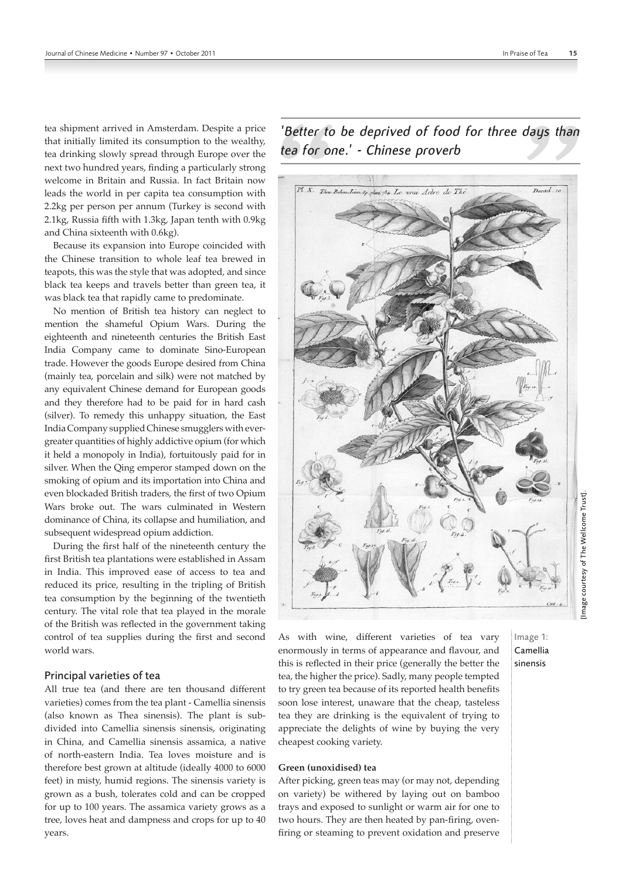tea shipment arrived in Amsterdam. Despite a price that initially limited its consumption to the wealthy, tea drinking slowly spread through Europe over the next two hundred years, finding a particularly strong welcome in Britain and Russia. In fact Britain now leads the world in per capita tea consumption with 2.2kg per person per annum (Turkey is second with 2.1kg, Russia fifth with 1.3kg, Japan tenth with 0.9kg and China sixteenth with 0.6kg).

Because its expansion into Europe coincided with the Chinese transition to whole leaf tea brewed in teapots, this was the style that was adopted, and since black tea keeps and travels better than green tea, it was black tea that rapidly came to predominate.

No mention of British tea history can neglect to mention the shameful Opium Wars. During the eighteenth and nineteenth centuries the British East India Company came to dominate Sino-European trade. However the goods Europe desired from China (mainly tea, porcelain and silk) were not matched by any equivalent Chinese demand for European goods and they therefore had to be paid for in hard cash (silver). To remedy this unhappy situation, the East India Company supplied Chinese smugglers with ever-greater quantities of highly addictive opium (for which it held a monopoly in India), fortuitously paid for in silver. When the Qing emperor stamped down on the smoking of opium and its importation into China and even blockaded British traders, the first of two Opium Wars broke out. The wars culminated in Western dominance of China, its collapse and humiliation, and subsequent widespread opium addiction.

During the first half of the nineteenth century the first British tea plantations were established in Assam in India. This improved ease of access to tea and reduced its price, resulting in the tripling of British tea consumption by the beginning of the twentieth century. The vital role that tea played in the morale of the British was reflected in the government taking control of tea supplies during the first and second world wars.

## Principal varieties of tea

All true tea (and there are ten thousand different varieties) comes from the tea plant - Camellia sinensis (also known as Thea sinensis). The plant is sub-divided into Camellia sinensis sinensis, originating in China, and Camellia sinensis assamica, a native of north-eastern India. Tea loves moisture and is therefore best grown at altitude (ideally 4000 to 6000 feet) in misty, humid regions. The sinensis variety is grown as a bush, tolerates cold and can be cropped for up to 100 years. The assamica variety grows as a tree, loves heat and dampness and crops for up to 40 years.

*'Better to be deprived of food for three days than tea for one.' - Chinese proverb*

[Image courtesy of The Wellcome Trust].

Image 1: Camellia sinensis

As with wine, different varieties of tea vary enormously in terms of appearance and flavour, and this is reflected in their price (generally the better the tea, the higher the price). Sadly, many people tempted to try green tea because of its reported health benefits soon lose interest, unaware that the cheap, tasteless tea they are drinking is the equivalent of trying to appreciate the delights of wine by buying the very cheapest cooking variety.

### Green (unoxidised) tea

After picking, green teas may (or may not, depending on variety) be withered by laying out on bamboo trays and exposed to sunlight or warm air for one to two hours. They are then heated by pan-firing, oven-firing or steaming to prevent oxidation and preserve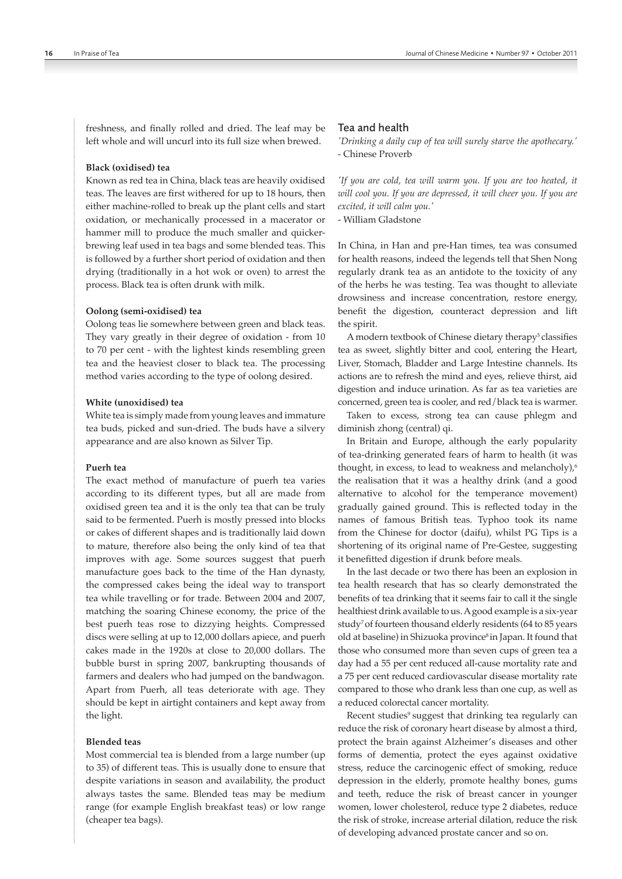freshness, and finally rolled and dried. The leaf may be left whole and will uncurl into its full size when brewed.

**Black (oxidised) tea**

Known as red tea in China, black teas are heavily oxidised teas. The leaves are first withered for up to 18 hours, then either machine-rolled to break up the plant cells and start oxidation, or mechanically processed in a macerator or hammer mill to produce the much smaller and quicker-brewing leaf used in tea bags and some blended teas. This is followed by a further short period of oxidation and then drying (traditionally in a hot wok or oven) to arrest the process. Black tea is often drunk with milk.

**Oolong (semi-oxidised) tea**

Oolong teas lie somewhere between green and black teas. They vary greatly in their degree of oxidation - from 10 to 70 per cent - with the lightest kinds resembling green tea and the heaviest closer to black tea. The processing method varies according to the type of oolong desired.

**White (unoxidised) tea**

White tea is simply made from young leaves and immature tea buds, picked and sun-dried. The buds have a silvery appearance and are also known as Silver Tip.

**Puerh tea**

The exact method of manufacture of puerh tea varies according to its different types, but all are made from oxidised green tea and it is the only tea that can be truly said to be fermented. Puerh is mostly pressed into blocks or cakes of different shapes and is traditionally laid down to mature, therefore also being the only kind of tea that improves with age. Some sources suggest that puerh manufacture goes back to the time of the Han dynasty, the compressed cakes being the ideal way to transport tea while travelling or for trade. Between 2004 and 2007, matching the soaring Chinese economy, the price of the best puerh teas rose to dizzying heights. Compressed discs were selling at up to 12,000 dollars apiece, and puerh cakes made in the 1920s at close to 20,000 dollars. The bubble burst in spring 2007, bankrupting thousands of farmers and dealers who had jumped on the bandwagon. Apart from Puerh, all teas deteriorate with age. They should be kept in airtight containers and kept away from the light.

**Blended teas**

Most commercial tea is blended from a large number (up to 35) of different teas. This is usually done to ensure that despite variations in season and availability, the product always tastes the same. Blended teas may be medium range (for example English breakfast teas) or low range (cheaper tea bags).

## Tea and health

*'Drinking a daily cup of tea will surely starve the apothecary.'*
- Chinese Proverb

*'If you are cold, tea will warm you. If you are too heated, it will cool you. If you are depressed, it will cheer you. If you are excited, it will calm you.'*
- William Gladstone

In China, in Han and pre-Han times, tea was consumed for health reasons, indeed the legends tell that Shen Nong regularly drank tea as an antidote to the toxicity of any of the herbs he was testing. Tea was thought to alleviate drowsiness and increase concentration, restore energy, benefit the digestion, counteract depression and lift the spirit.

A modern textbook of Chinese dietary therapy[5] classifies tea as sweet, slightly bitter and cool, entering the Heart, Liver, Stomach, Bladder and Large Intestine channels. Its actions are to refresh the mind and eyes, relieve thirst, aid digestion and induce urination. As far as tea varieties are concerned, green tea is cooler, and red/black tea is warmer.

Taken to excess, strong tea can cause phlegm and diminish zhong (central) qi.

In Britain and Europe, although the early popularity of tea-drinking generated fears of harm to health (it was thought, in excess, to lead to weakness and melancholy),[6] the realisation that it was a healthy drink (and a good alternative to alcohol for the temperance movement) gradually gained ground. This is reflected today in the names of famous British teas. Typhoo took its name from the Chinese for doctor (daifu), whilst PG Tips is a shortening of its original name of Pre-Gestee, suggesting it benefitted digestion if drunk before meals.

In the last decade or two there has been an explosion in tea health research that has so clearly demonstrated the benefits of tea drinking that it seems fair to call it the single healthiest drink available to us. A good example is a six-year study[7] of fourteen thousand elderly residents (64 to 85 years old at baseline) in Shizuoka province[8] in Japan. It found that those who consumed more than seven cups of green tea a day had a 55 per cent reduced all-cause mortality rate and a 75 per cent reduced cardiovascular disease mortality rate compared to those who drank less than one cup, as well as a reduced colorectal cancer mortality.

Recent studies[9] suggest that drinking tea regularly can reduce the risk of coronary heart disease by almost a third, protect the brain against Alzheimer's diseases and other forms of dementia, protect the eyes against oxidative stress, reduce the carcinogenic effect of smoking, reduce depression in the elderly, promote healthy bones, gums and teeth, reduce the risk of breast cancer in younger women, lower cholesterol, reduce type 2 diabetes, reduce the risk of stroke, increase arterial dilation, reduce the risk of developing advanced prostate cancer and so on.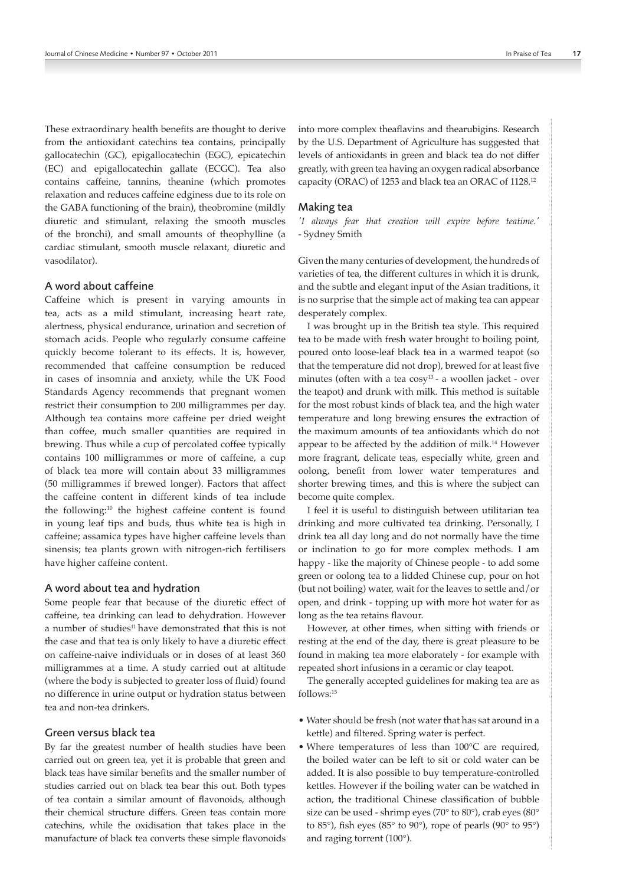These extraordinary health benefits are thought to derive from the antioxidant catechins tea contains, principally gallocatechin (GC), epigallocatechin (EGC), epicatechin (EC) and epigallocatechin gallate (ECGC). Tea also contains caffeine, tannins, theanine (which promotes relaxation and reduces caffeine edginess due to its role on the GABA functioning of the brain), theobromine (mildly diuretic and stimulant, relaxing the smooth muscles of the bronchi), and small amounts of theophylline (a cardiac stimulant, smooth muscle relaxant, diuretic and vasodilator).

### A word about caffeine

Caffeine which is present in varying amounts in tea, acts as a mild stimulant, increasing heart rate, alertness, physical endurance, urination and secretion of stomach acids. People who regularly consume caffeine quickly become tolerant to its effects. It is, however, recommended that caffeine consumption be reduced in cases of insomnia and anxiety, while the UK Food Standards Agency recommends that pregnant women restrict their consumption to 200 milligrammes per day. Although tea contains more caffeine per dried weight than coffee, much smaller quantities are required in brewing. Thus while a cup of percolated coffee typically contains 100 milligrammes or more of caffeine, a cup of black tea more will contain about 33 milligrammes (50 milligrammes if brewed longer). Factors that affect the caffeine content in different kinds of tea include the following:[10] the highest caffeine content is found in young leaf tips and buds, thus white tea is high in caffeine; assamica types have higher caffeine levels than sinensis; tea plants grown with nitrogen-rich fertilisers have higher caffeine content.

### A word about tea and hydration

Some people fear that because of the diuretic effect of caffeine, tea drinking can lead to dehydration. However a number of studies[11] have demonstrated that this is not the case and that tea is only likely to have a diuretic effect on caffeine-naive individuals or in doses of at least 360 milligrammes at a time. A study carried out at altitude (where the body is subjected to greater loss of fluid) found no difference in urine output or hydration status between tea and non-tea drinkers.

### Green versus black tea

By far the greatest number of health studies have been carried out on green tea, yet it is probable that green and black teas have similar benefits and the smaller number of studies carried out on black tea bear this out. Both types of tea contain a similar amount of flavonoids, although their chemical structure differs. Green teas contain more catechins, while the oxidisation that takes place in the manufacture of black tea converts these simple flavonoids into more complex theaflavins and thearubigins. Research by the U.S. Department of Agriculture has suggested that levels of antioxidants in green and black tea do not differ greatly, with green tea having an oxygen radical absorbance capacity (ORAC) of 1253 and black tea an ORAC of 1128.[12]

## Making tea

*'I always fear that creation will expire before teatime.'* - Sydney Smith

Given the many centuries of development, the hundreds of varieties of tea, the different cultures in which it is drunk, and the subtle and elegant input of the Asian traditions, it is no surprise that the simple act of making tea can appear desperately complex.

I was brought up in the British tea style. This required tea to be made with fresh water brought to boiling point, poured onto loose-leaf black tea in a warmed teapot (so that the temperature did not drop), brewed for at least five minutes (often with a tea cosy[13] - a woollen jacket - over the teapot) and drunk with milk. This method is suitable for the most robust kinds of black tea, and the high water temperature and long brewing ensures the extraction of the maximum amounts of tea antioxidants which do not appear to be affected by the addition of milk.[14] However more fragrant, delicate teas, especially white, green and oolong, benefit from lower water temperatures and shorter brewing times, and this is where the subject can become quite complex.

I feel it is useful to distinguish between utilitarian tea drinking and more cultivated tea drinking. Personally, I drink tea all day long and do not normally have the time or inclination to go for more complex methods. I am happy - like the majority of Chinese people - to add some green or oolong tea to a lidded Chinese cup, pour on hot (but not boiling) water, wait for the leaves to settle and/or open, and drink - topping up with more hot water for as long as the tea retains flavour.

However, at other times, when sitting with friends or resting at the end of the day, there is great pleasure to be found in making tea more elaborately - for example with repeated short infusions in a ceramic or clay teapot.

The generally accepted guidelines for making tea are as follows:[15]

- Water should be fresh (not water that has sat around in a kettle) and filtered. Spring water is perfect.
- Where temperatures of less than 100°C are required, the boiled water can be left to sit or cold water can be added. It is also possible to buy temperature-controlled kettles. However if the boiling water can be watched in action, the traditional Chinese classification of bubble size can be used - shrimp eyes (70° to 80°), crab eyes (80° to 85°), fish eyes (85° to 90°), rope of pearls (90° to 95°) and raging torrent (100°).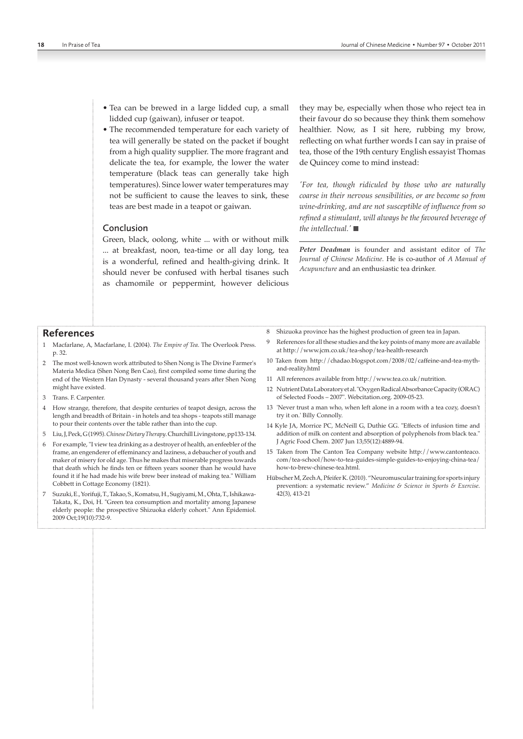- Tea can be brewed in a large lidded cup, a small lidded cup (gaiwan), infuser or teapot.
- The recommended temperature for each variety of tea will generally be stated on the packet if bought from a high quality supplier. The more fragrant and delicate the tea, for example, the lower the water temperature (black teas can generally take high temperatures). Since lower water temperatures may not be sufficient to cause the leaves to sink, these teas are best made in a teapot or gaiwan.

## Conclusion

Green, black, oolong, white ... with or without milk ... at breakfast, noon, tea-time or all day long, tea is a wonderful, refined and health-giving drink. It should never be confused with herbal tisanes such as chamomile or peppermint, however delicious they may be, especially when those who reject tea in their favour do so because they think them somehow healthier. Now, as I sit here, rubbing my brow, reflecting on what further words I can say in praise of tea, those of the 19th century English essayist Thomas de Quincey come to mind instead:

*'For tea, though ridiculed by those who are naturally coarse in their nervous sensibilities, or are become so from wine-drinking, and are not susceptible of influence from so refined a stimulant, will always be the favoured beverage of the intellectual.'* ■

***Peter Deadman*** is founder and assistant editor of *The Journal of Chinese Medicine*. He is co-author of *A Manual of Acupuncture* and an enthusiastic tea drinker.

## References

1. Macfarlane, A, Macfarlane, I. (2004). *The Empire of Tea*. The Overlook Press. p. 32.
2. The most well-known work attributed to Shen Nong is The Divine Farmer's Materia Medica (Shen Nong Ben Cao), first compiled some time during the end of the Western Han Dynasty - several thousand years after Shen Nong might have existed.
3. Trans. F. Carpenter.
4. How strange, therefore, that despite centuries of teapot design, across the length and breadth of Britain - in hotels and tea shops - teapots still manage to pour their contents over the table rather than into the cup.
5. Liu, J, Peck, G (1995). *Chinese Dietary Therapy*. Churchill Livingstone, pp133-134.
6. For example, "I view tea drinking as a destroyer of health, an enfeebler of the frame, an engenderer of effeminancy and laziness, a debaucher of youth and maker of misery for old age. Thus he makes that miserable progress towards that death which he finds ten or fifteen years sooner than he would have found it if he had made his wife brew beer instead of making tea." William Cobbett in Cottage Economy (1821).
7. Suzuki, E., Yorifuji, T., Takao, S., Komatsu, H., Sugiyami, M., Ohta, T., Ishikawa-Takata, K., Doi, H. "Green tea consumption and mortality among Japanese elderly people: the prospective Shizuoka elderly cohort." Ann Epidemiol. 2009 Oct;19(10):732-9.
8. Shizuoka province has the highest production of green tea in Japan.
9. References for all these studies and the key points of many more are available at http://www.jcm.co.uk/tea-shop/tea-health-research
10. Taken from http://chadao.blogspot.com/2008/02/caffeine-and-tea-myth-and-reality.html
11. All references available from http://www.tea.co.uk/nutrition.
12. Nutrient Data Laboratory et al. "Oxygen Radical Absorbance Capacity (ORAC) of Selected Foods – 2007". Webcitation.org. 2009-05-23.
13. 'Never trust a man who, when left alone in a room with a tea cozy, doesn't try it on.' Billy Connolly.
14. Kyle JA, Morrice PC, McNeill G, Duthie GG. "Effects of infusion time and addition of milk on content and absorption of polyphenols from black tea." J Agric Food Chem. 2007 Jun 13;55(12):4889-94.
15. Taken from The Canton Tea Company website http://www.cantonteaco.com/tea-school/how-to-tea-guides-simple-guides-to-enjoying-china-tea/how-to-brew-chinese-tea.html.

Hübscher M, Zech A, Pfeifer K. (2010). "Neuromuscular training for sports injury prevention: a systematic review." *Medicine & Science in Sports & Exercise*. 42(3), 413-21